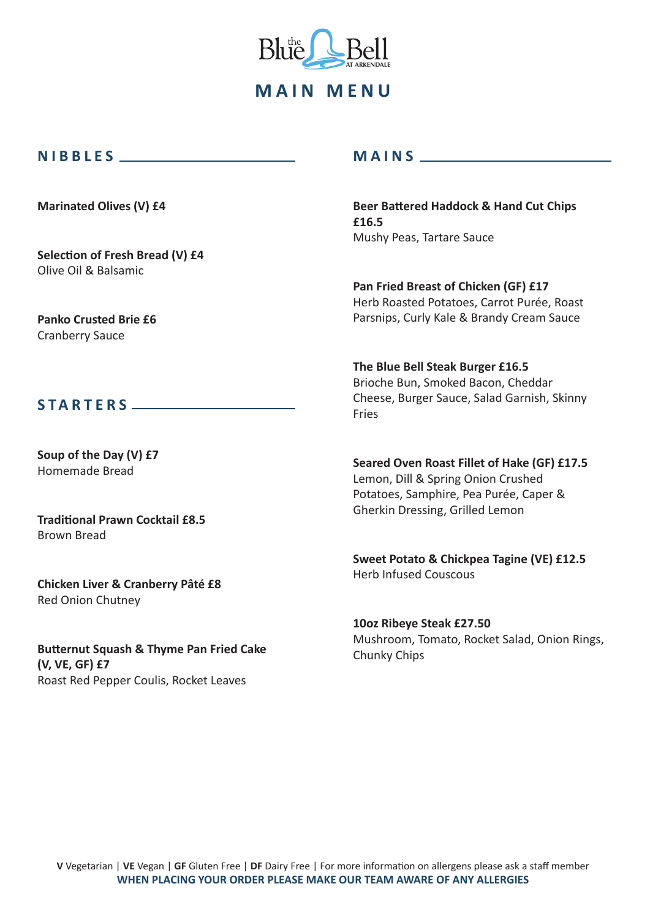# the Blue Bell AT ARKENDALE

# MAIN MENU

## NIBBLES

**Marinated Olives (V) £4**

**Selection of Fresh Bread (V) £4**
Olive Oil & Balsamic

**Panko Crusted Brie £6**
Cranberry Sauce

## STARTERS

**Soup of the Day (V) £7**
Homemade Bread

**Traditional Prawn Cocktail £8.5**
Brown Bread

**Chicken Liver & Cranberry Pâté £8**
Red Onion Chutney

**Butternut Squash & Thyme Pan Fried Cake (V, VE, GF) £7**
Roast Red Pepper Coulis, Rocket Leaves

## MAINS

**Beer Battered Haddock & Hand Cut Chips £16.5**
Mushy Peas, Tartare Sauce

**Pan Fried Breast of Chicken (GF) £17**
Herb Roasted Potatoes, Carrot Purée, Roast Parsnips, Curly Kale & Brandy Cream Sauce

**The Blue Bell Steak Burger £16.5**
Brioche Bun, Smoked Bacon, Cheddar Cheese, Burger Sauce, Salad Garnish, Skinny Fries

**Seared Oven Roast Fillet of Hake (GF) £17.5**
Lemon, Dill & Spring Onion Crushed Potatoes, Samphire, Pea Purée, Caper & Gherkin Dressing, Grilled Lemon

**Sweet Potato & Chickpea Tagine (VE) £12.5**
Herb Infused Couscous

**10oz Ribeye Steak £27.50**
Mushroom, Tomato, Rocket Salad, Onion Rings, Chunky Chips

**V** Vegetarian | **VE** Vegan | **GF** Gluten Free | **DF** Dairy Free | For more information on allergens please ask a staff member
**WHEN PLACING YOUR ORDER PLEASE MAKE OUR TEAM AWARE OF ANY ALLERGIES**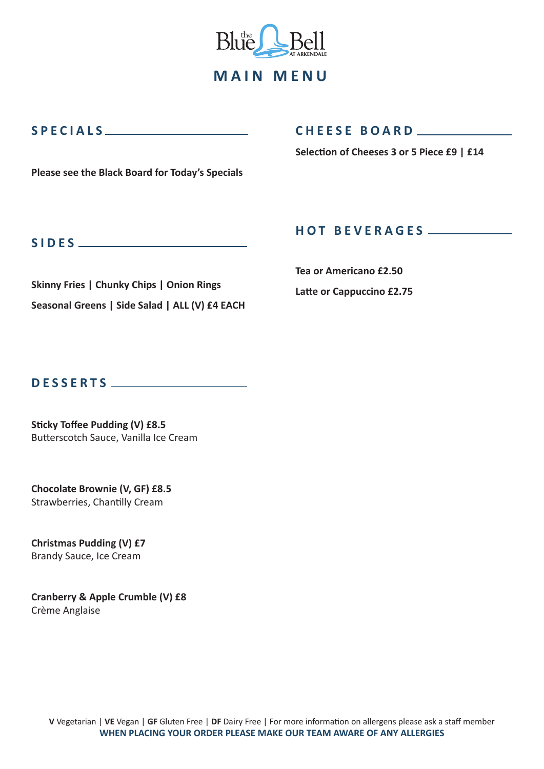# MAIN MENU

## SPECIALS

**Please see the Black Board for Today's Specials**

## SIDES

**Skinny Fries | Chunky Chips | Onion Rings**

**Seasonal Greens | Side Salad | ALL (V) £4 EACH**

## DESSERTS

**Sticky Toffee Pudding (V) £8.5**
Butterscotch Sauce, Vanilla Ice Cream

**Chocolate Brownie (V, GF) £8.5**
Strawberries, Chantilly Cream

**Christmas Pudding (V) £7**
Brandy Sauce, Ice Cream

**Cranberry & Apple Crumble (V) £8**
Crème Anglaise

## CHEESE BOARD

**Selection of Cheeses 3 or 5 Piece £9 | £14**

## HOT BEVERAGES

**Tea or Americano £2.50**

**Latte or Cappuccino £2.75**

**V** Vegetarian | **VE** Vegan | **GF** Gluten Free | **DF** Dairy Free | For more information on allergens please ask a staff member

**WHEN PLACING YOUR ORDER PLEASE MAKE OUR TEAM AWARE OF ANY ALLERGIES**